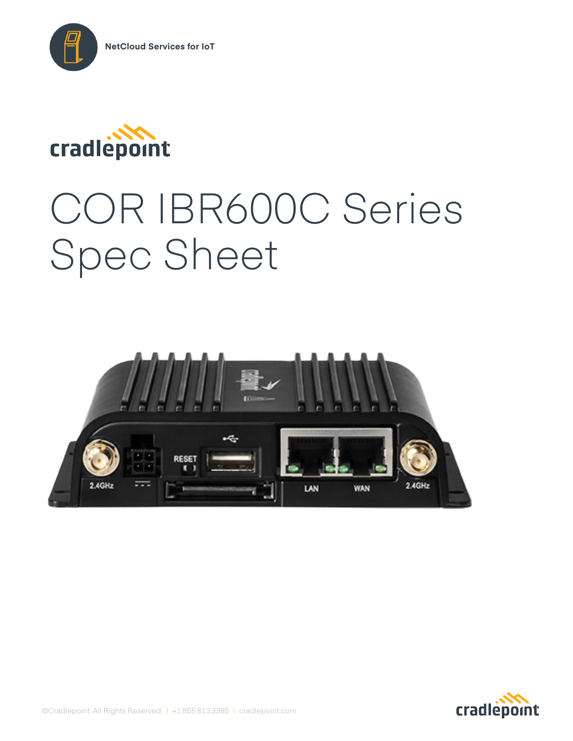NetCloud Services for IoT

cradlepoint

# COR IBR600C Series Spec Sheet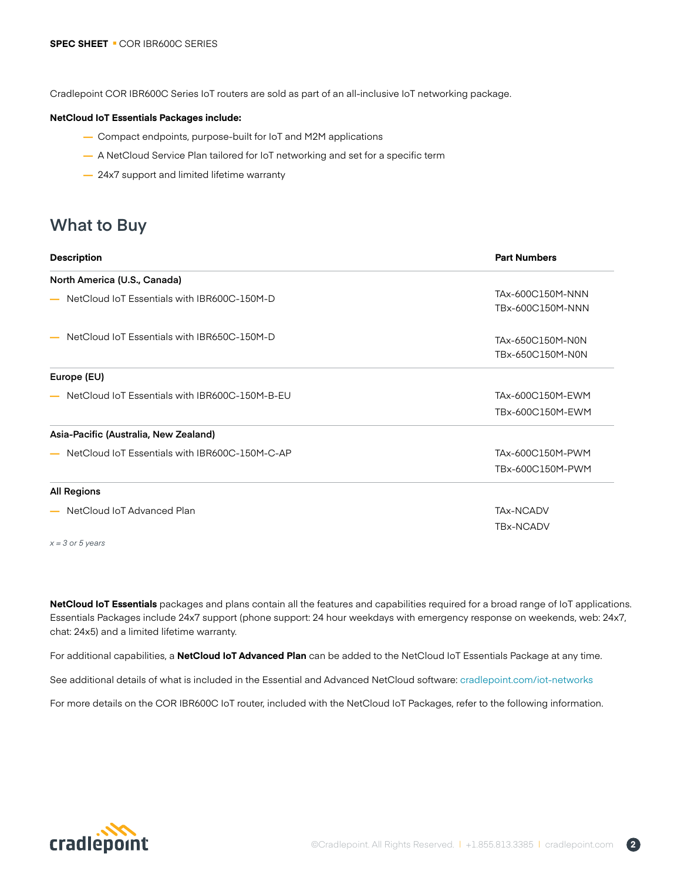Cradlepoint COR IBR600C Series IoT routers are sold as part of an all-inclusive IoT networking package.

**NetCloud IoT Essentials Packages include:**

- Compact endpoints, purpose-built for IoT and M2M applications
- A NetCloud Service Plan tailored for IoT networking and set for a specific term
- 24x7 support and limited lifetime warranty

## What to Buy

| Description | Part Numbers |
|---|---|
| **North America (U.S., Canada)** | |
| — NetCloud IoT Essentials with IBR600C-150M-D | TAx-600C150M-NNN<br>TBx-600C150M-NNN |
| — NetCloud IoT Essentials with IBR650C-150M-D | TAx-650C150M-N0N<br>TBx-650C150M-N0N |
| **Europe (EU)** | |
| — NetCloud IoT Essentials with IBR600C-150M-B-EU | TAx-600C150M-EWM<br>TBx-600C150M-EWM |
| **Asia-Pacific (Australia, New Zealand)** | |
| — NetCloud IoT Essentials with IBR600C-150M-C-AP | TAx-600C150M-PWM<br>TBx-600C150M-PWM |
| **All Regions** | |
| — NetCloud IoT Advanced Plan | TAx-NCADV<br>TBx-NCADV |

*x = 3 or 5 years*

**NetCloud IoT Essentials** packages and plans contain all the features and capabilities required for a broad range of IoT applications. Essentials Packages include 24x7 support (phone support: 24 hour weekdays with emergency response on weekends, web: 24x7, chat: 24x5) and a limited lifetime warranty.

For additional capabilities, a **NetCloud IoT Advanced Plan** can be added to the NetCloud IoT Essentials Package at any time.

See additional details of what is included in the Essential and Advanced NetCloud software: cradlepoint.com/iot-networks

For more details on the COR IBR600C IoT router, included with the NetCloud IoT Packages, refer to the following information.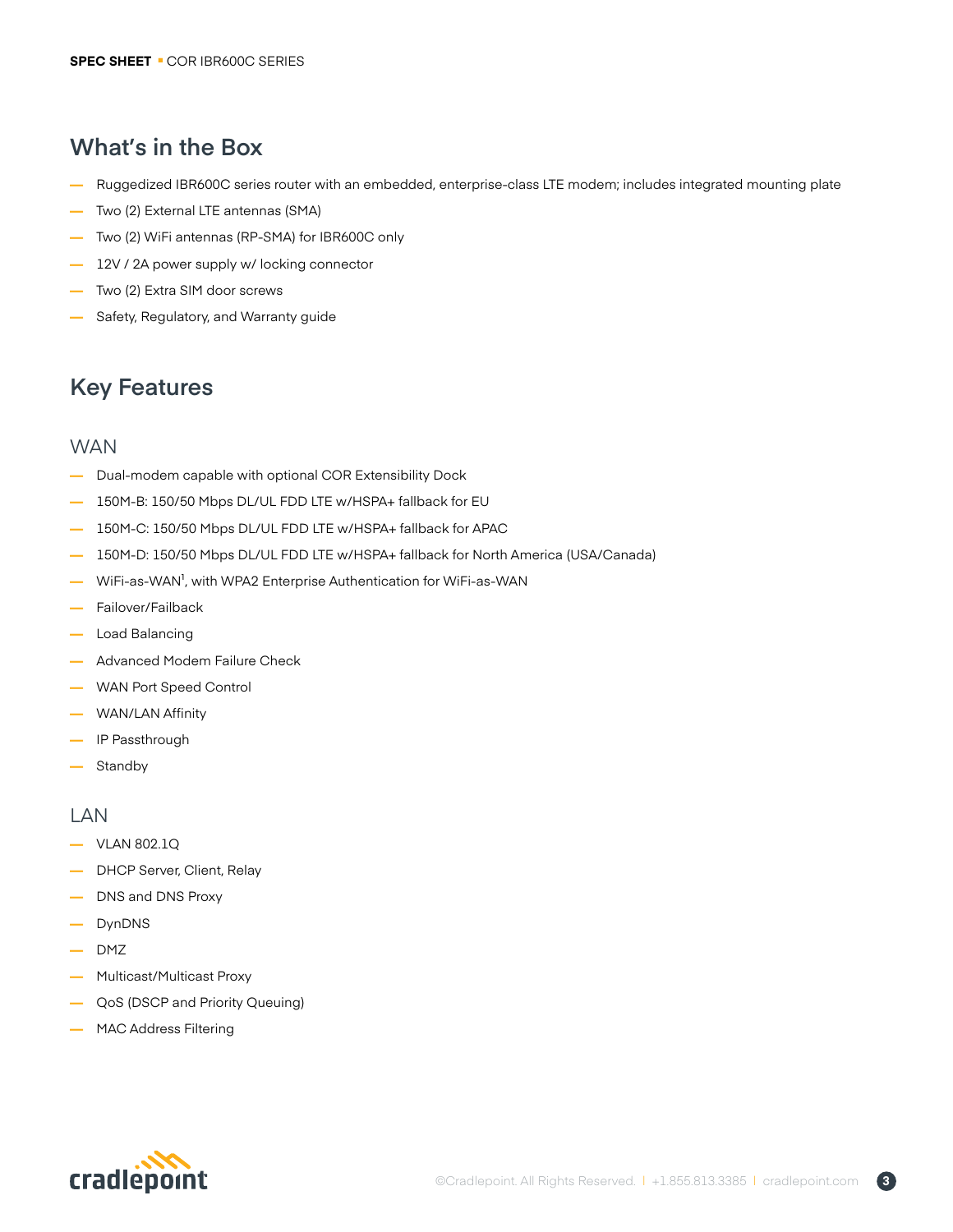## What's in the Box

- Ruggedized IBR600C series router with an embedded, enterprise-class LTE modem; includes integrated mounting plate
- Two (2) External LTE antennas (SMA)
- Two (2) WiFi antennas (RP-SMA) for IBR600C only
- 12V / 2A power supply w/ locking connector
- Two (2) Extra SIM door screws
- Safety, Regulatory, and Warranty guide

## Key Features

### WAN

- Dual-modem capable with optional COR Extensibility Dock
- 150M-B: 150/50 Mbps DL/UL FDD LTE w/HSPA+ fallback for EU
- 150M-C: 150/50 Mbps DL/UL FDD LTE w/HSPA+ fallback for APAC
- 150M-D: 150/50 Mbps DL/UL FDD LTE w/HSPA+ fallback for North America (USA/Canada)
- WiFi-as-WAN[1], with WPA2 Enterprise Authentication for WiFi-as-WAN
- Failover/Failback
- Load Balancing
- Advanced Modem Failure Check
- WAN Port Speed Control
- WAN/LAN Affinity
- IP Passthrough
- Standby

### LAN

- VLAN 802.1Q
- DHCP Server, Client, Relay
- DNS and DNS Proxy
- DynDNS
- DMZ
- Multicast/Multicast Proxy
- QoS (DSCP and Priority Queuing)
- MAC Address Filtering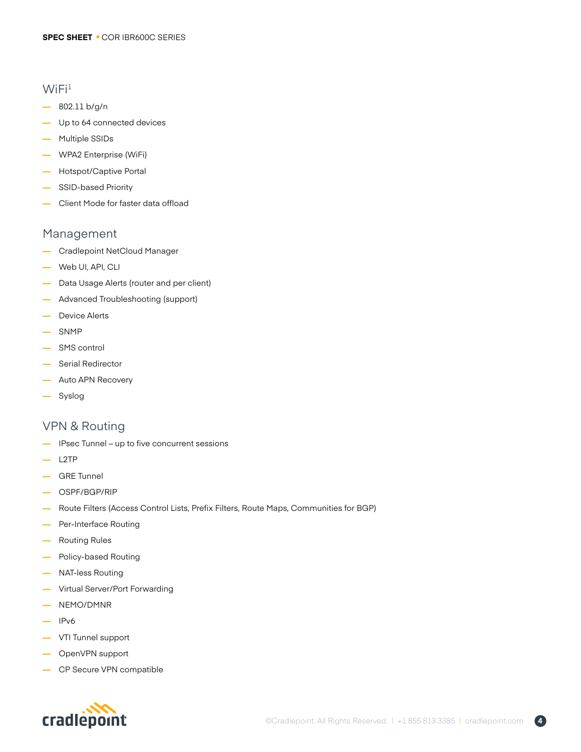## WiFi[1]

- 802.11 b/g/n
- Up to 64 connected devices
- Multiple SSIDs
- WPA2 Enterprise (WiFi)
- Hotspot/Captive Portal
- SSID-based Priority
- Client Mode for faster data offload

## Management

- Cradlepoint NetCloud Manager
- Web UI, API, CLI
- Data Usage Alerts (router and per client)
- Advanced Troubleshooting (support)
- Device Alerts
- SNMP
- SMS control
- Serial Redirector
- Auto APN Recovery
- Syslog

## VPN & Routing

- IPsec Tunnel – up to five concurrent sessions
- L2TP
- GRE Tunnel
- OSPF/BGP/RIP
- Route Filters (Access Control Lists, Prefix Filters, Route Maps, Communities for BGP)
- Per-Interface Routing
- Routing Rules
- Policy-based Routing
- NAT-less Routing
- Virtual Server/Port Forwarding
- NEMO/DMNR
- IPv6
- VTI Tunnel support
- OpenVPN support
- CP Secure VPN compatible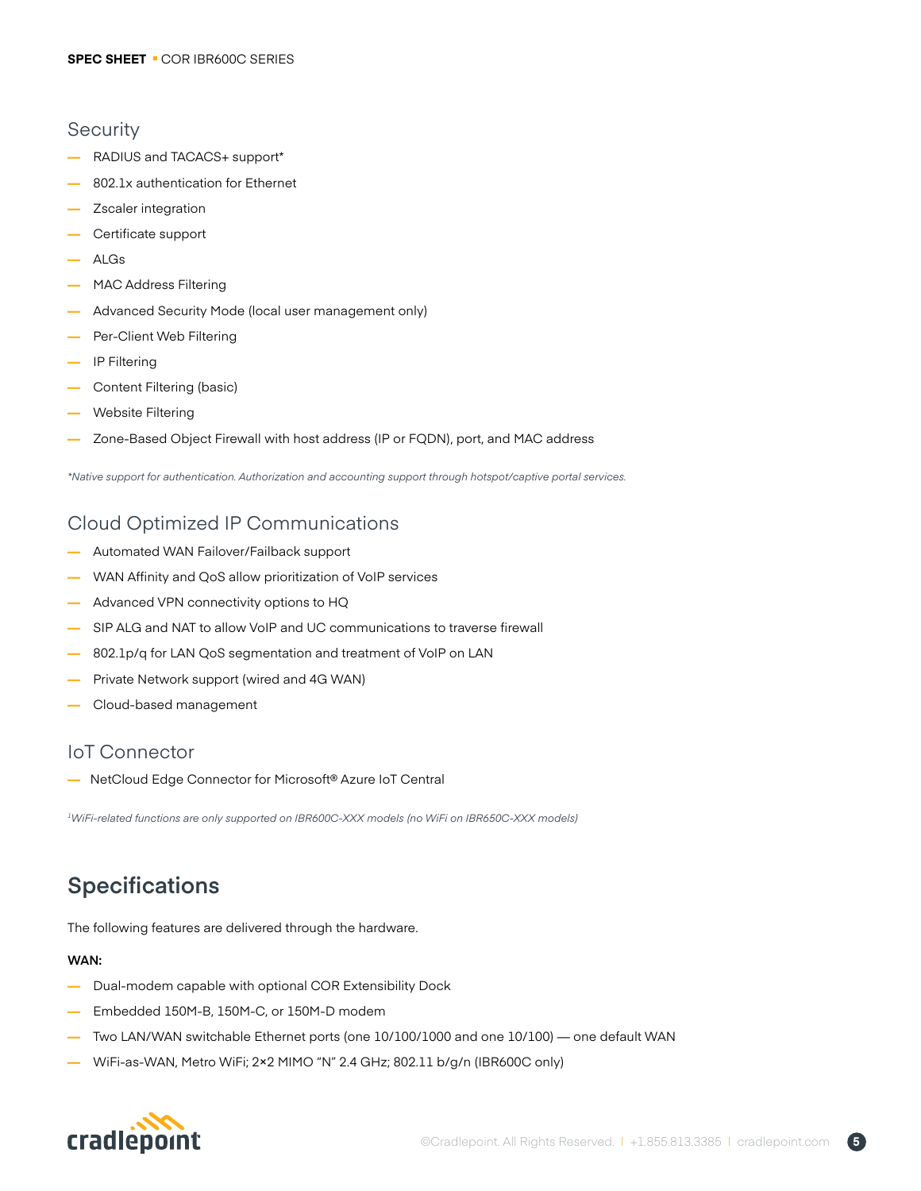## Security

- RADIUS and TACACS+ support*
- 802.1x authentication for Ethernet
- Zscaler integration
- Certificate support
- ALGs
- MAC Address Filtering
- Advanced Security Mode (local user management only)
- Per-Client Web Filtering
- IP Filtering
- Content Filtering (basic)
- Website Filtering
- Zone-Based Object Firewall with host address (IP or FQDN), port, and MAC address

*\*Native support for authentication. Authorization and accounting support through hotspot/captive portal services.*

## Cloud Optimized IP Communications

- Automated WAN Failover/Failback support
- WAN Affinity and QoS allow prioritization of VoIP services
- Advanced VPN connectivity options to HQ
- SIP ALG and NAT to allow VoIP and UC communications to traverse firewall
- 802.1p/q for LAN QoS segmentation and treatment of VoIP on LAN
- Private Network support (wired and 4G WAN)
- Cloud-based management

## IoT Connector

- NetCloud Edge Connector for Microsoft® Azure IoT Central

*[1]WiFi-related functions are only supported on IBR600C-XXX models (no WiFi on IBR650C-XXX models)*

# Specifications

The following features are delivered through the hardware.

**WAN:**

- Dual-modem capable with optional COR Extensibility Dock
- Embedded 150M-B, 150M-C, or 150M-D modem
- Two LAN/WAN switchable Ethernet ports (one 10/100/1000 and one 10/100) — one default WAN
- WiFi-as-WAN, Metro WiFi; 2×2 MIMO "N" 2.4 GHz; 802.11 b/g/n (IBR600C only)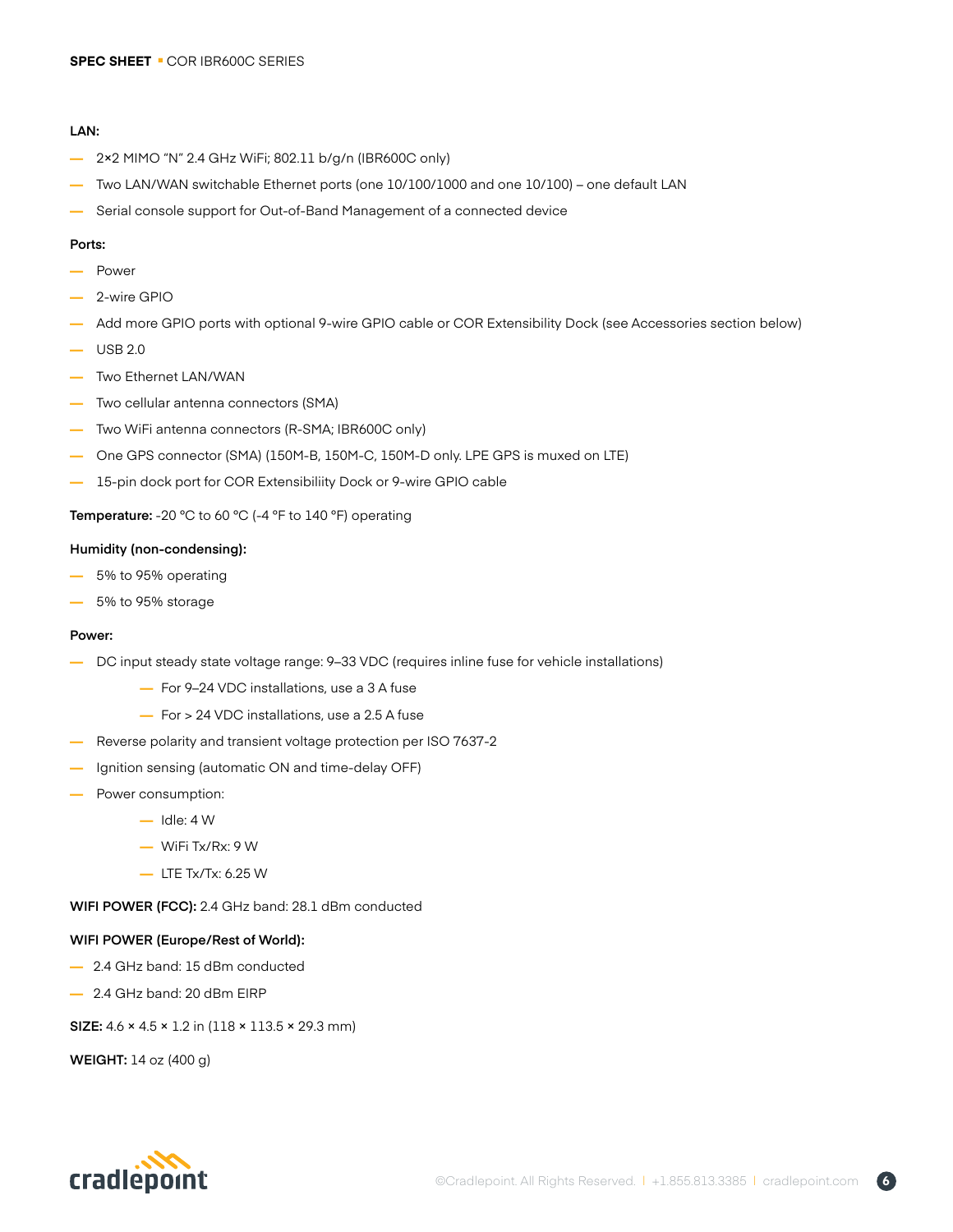**LAN:**

- 2×2 MIMO "N" 2.4 GHz WiFi; 802.11 b/g/n (IBR600C only)
- Two LAN/WAN switchable Ethernet ports (one 10/100/1000 and one 10/100) – one default LAN
- Serial console support for Out-of-Band Management of a connected device

**Ports:**

- Power
- 2-wire GPIO
- Add more GPIO ports with optional 9-wire GPIO cable or COR Extensibility Dock (see Accessories section below)
- USB 2.0
- Two Ethernet LAN/WAN
- Two cellular antenna connectors (SMA)
- Two WiFi antenna connectors (R-SMA; IBR600C only)
- One GPS connector (SMA) (150M-B, 150M-C, 150M-D only. LPE GPS is muxed on LTE)
- 15-pin dock port for COR Extensibiliity Dock or 9-wire GPIO cable

**Temperature:** -20 °C to 60 °C (-4 °F to 140 °F) operating

**Humidity (non-condensing):**

- 5% to 95% operating
- 5% to 95% storage

**Power:**

- DC input steady state voltage range: 9–33 VDC (requires inline fuse for vehicle installations)
  - For 9–24 VDC installations, use a 3 A fuse
  - For > 24 VDC installations, use a 2.5 A fuse
- Reverse polarity and transient voltage protection per ISO 7637-2
- Ignition sensing (automatic ON and time-delay OFF)
- Power consumption:
  - Idle: 4 W
  - WiFi Tx/Rx: 9 W
  - LTE Tx/Tx: 6.25 W

**WIFI POWER (FCC):** 2.4 GHz band: 28.1 dBm conducted

**WIFI POWER (Europe/Rest of World):**

- 2.4 GHz band: 15 dBm conducted
- 2.4 GHz band: 20 dBm EIRP

**SIZE:** 4.6 × 4.5 × 1.2 in (118 × 113.5 × 29.3 mm)

**WEIGHT:** 14 oz (400 g)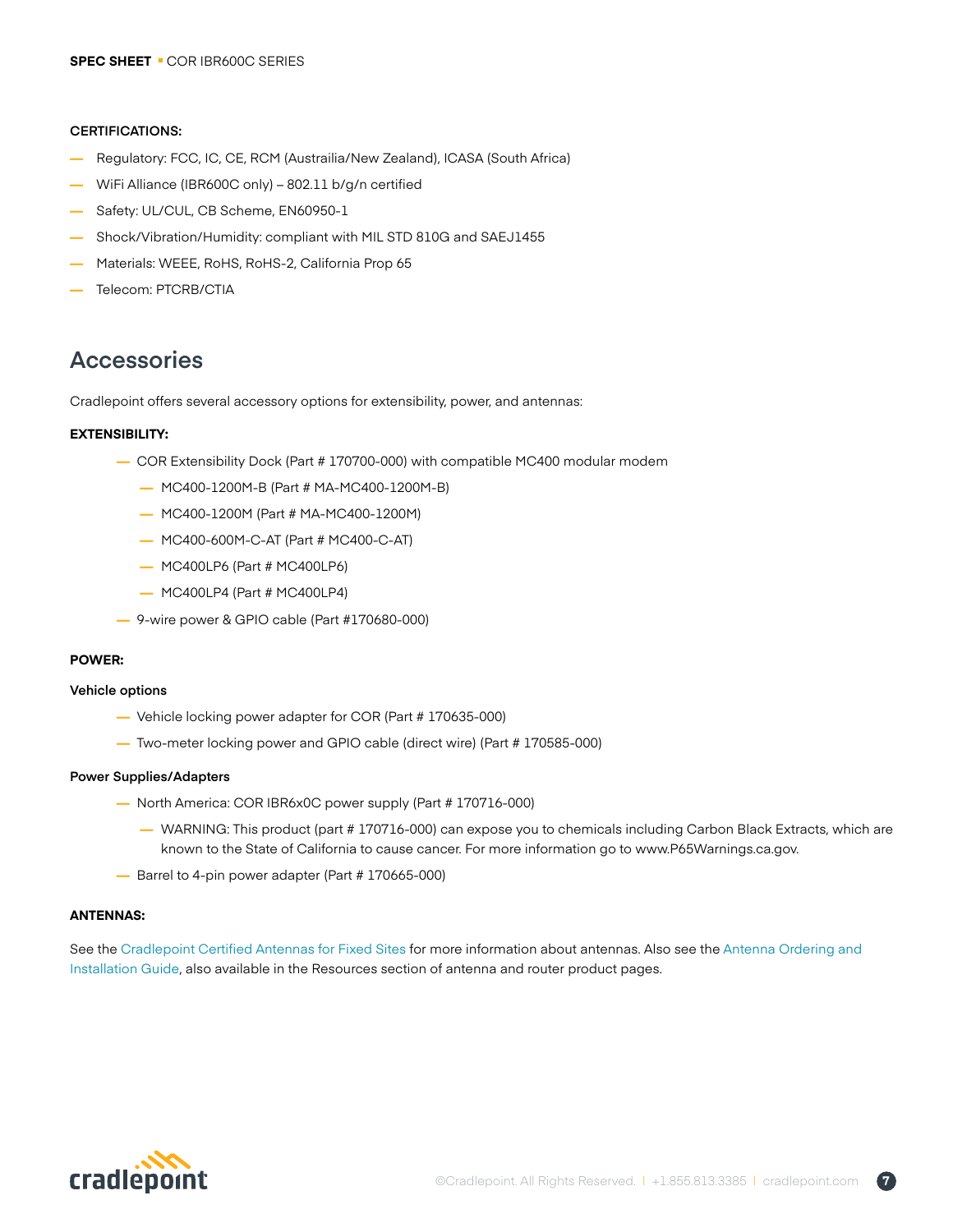**CERTIFICATIONS:**

- Regulatory: FCC, IC, CE, RCM (Austrailia/New Zealand), ICASA (South Africa)
- WiFi Alliance (IBR600C only) – 802.11 b/g/n certified
- Safety: UL/CUL, CB Scheme, EN60950-1
- Shock/Vibration/Humidity: compliant with MIL STD 810G and SAEJ1455
- Materials: WEEE, RoHS, RoHS-2, California Prop 65
- Telecom: PTCRB/CTIA

## Accessories

Cradlepoint offers several accessory options for extensibility, power, and antennas:

**EXTENSIBILITY:**

- COR Extensibility Dock (Part # 170700-000) with compatible MC400 modular modem
  - MC400-1200M-B (Part # MA-MC400-1200M-B)
  - MC400-1200M (Part # MA-MC400-1200M)
  - MC400-600M-C-AT (Part # MC400-C-AT)
  - MC400LP6 (Part # MC400LP6)
  - MC400LP4 (Part # MC400LP4)
- 9-wire power & GPIO cable (Part #170680-000)

**POWER:**

**Vehicle options**

- Vehicle locking power adapter for COR (Part # 170635-000)
- Two-meter locking power and GPIO cable (direct wire) (Part # 170585-000)

**Power Supplies/Adapters**

- North America: COR IBR6x0C power supply (Part # 170716-000)
  - WARNING: This product (part # 170716-000) can expose you to chemicals including Carbon Black Extracts, which are known to the State of California to cause cancer. For more information go to www.P65Warnings.ca.gov.
- Barrel to 4-pin power adapter (Part # 170665-000)

**ANTENNAS:**

See the Cradlepoint Certified Antennas for Fixed Sites for more information about antennas. Also see the Antenna Ordering and Installation Guide, also available in the Resources section of antenna and router product pages.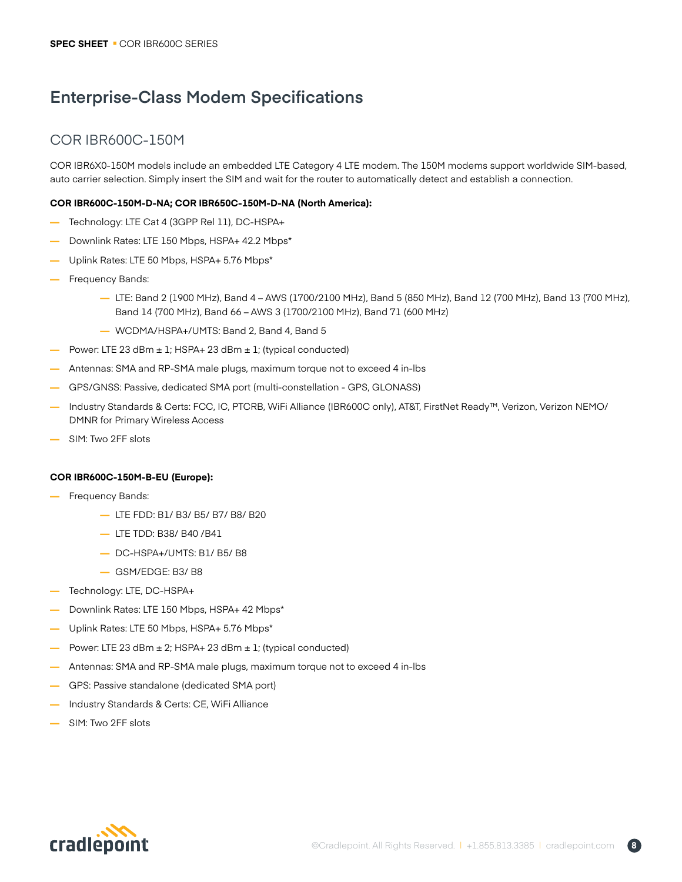## Enterprise-Class Modem Specifications

### COR IBR600C-150M

COR IBR6X0-150M models include an embedded LTE Category 4 LTE modem. The 150M modems support worldwide SIM-based, auto carrier selection. Simply insert the SIM and wait for the router to automatically detect and establish a connection.

**COR IBR600C-150M-D-NA; COR IBR650C-150M-D-NA (North America):**

- Technology: LTE Cat 4 (3GPP Rel 11), DC-HSPA+
- Downlink Rates: LTE 150 Mbps, HSPA+ 42.2 Mbps*
- Uplink Rates: LTE 50 Mbps, HSPA+ 5.76 Mbps*
- Frequency Bands:
  - LTE: Band 2 (1900 MHz), Band 4 – AWS (1700/2100 MHz), Band 5 (850 MHz), Band 12 (700 MHz), Band 13 (700 MHz), Band 14 (700 MHz), Band 66 – AWS 3 (1700/2100 MHz), Band 71 (600 MHz)
  - WCDMA/HSPA+/UMTS: Band 2, Band 4, Band 5
- Power: LTE 23 dBm ± 1; HSPA+ 23 dBm ± 1; (typical conducted)
- Antennas: SMA and RP-SMA male plugs, maximum torque not to exceed 4 in-lbs
- GPS/GNSS: Passive, dedicated SMA port (multi-constellation - GPS, GLONASS)
- Industry Standards & Certs: FCC, IC, PTCRB, WiFi Alliance (IBR600C only), AT&T, FirstNet Ready™, Verizon, Verizon NEMO/DMNR for Primary Wireless Access
- SIM: Two 2FF slots

**COR IBR600C-150M-B-EU (Europe):**

- Frequency Bands:
  - LTE FDD: B1/ B3/ B5/ B7/ B8/ B20
  - LTE TDD: B38/ B40 /B41
  - DC-HSPA+/UMTS: B1/ B5/ B8
  - GSM/EDGE: B3/ B8
- Technology: LTE, DC-HSPA+
- Downlink Rates: LTE 150 Mbps, HSPA+ 42 Mbps*
- Uplink Rates: LTE 50 Mbps, HSPA+ 5.76 Mbps*
- Power: LTE 23 dBm ± 2; HSPA+ 23 dBm ± 1; (typical conducted)
- Antennas: SMA and RP-SMA male plugs, maximum torque not to exceed 4 in-lbs
- GPS: Passive standalone (dedicated SMA port)
- Industry Standards & Certs: CE, WiFi Alliance
- SIM: Two 2FF slots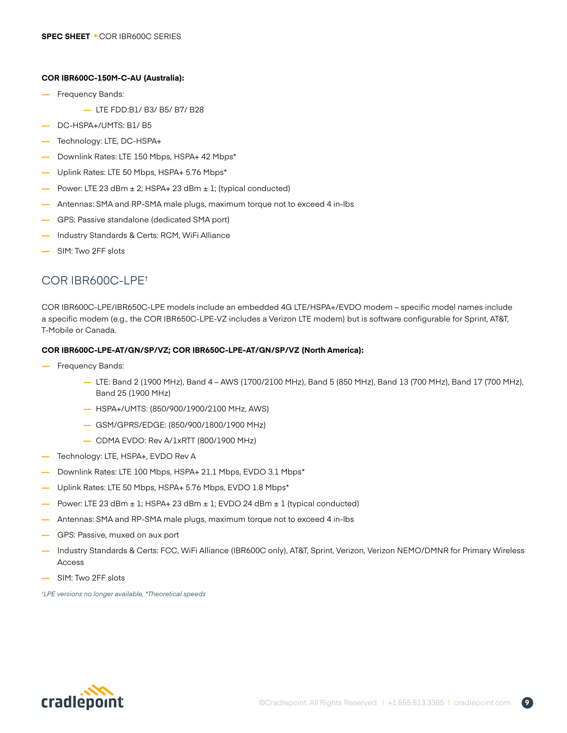**COR IBR600C-150M-C-AU (Australia):**

- Frequency Bands:
    - LTE FDD:B1/ B3/ B5/ B7/ B28
- DC-HSPA+/UMTS: B1/ B5
- Technology: LTE, DC-HSPA+
- Downlink Rates: LTE 150 Mbps, HSPA+ 42 Mbps*
- Uplink Rates: LTE 50 Mbps, HSPA+ 5.76 Mbps*
- Power: LTE 23 dBm ± 2; HSPA+ 23 dBm ± 1; (typical conducted)
- Antennas: SMA and RP-SMA male plugs, maximum torque not to exceed 4 in-lbs
- GPS: Passive standalone (dedicated SMA port)
- Industry Standards & Certs: RCM, WiFi Alliance
- SIM: Two 2FF slots

## COR IBR600C-LPE†

COR IBR600C-LPE/IBR650C-LPE models include an embedded 4G LTE/HSPA+/EVDO modem – specific model names include a specific modem (e.g., the COR IBR650C-LPE-VZ includes a Verizon LTE modem) but is software configurable for Sprint, AT&T, T-Mobile or Canada.

**COR IBR600C-LPE-AT/GN/SP/VZ; COR IBR650C-LPE-AT/GN/SP/VZ (North America):**

- Frequency Bands:
    - LTE: Band 2 (1900 MHz), Band 4 – AWS (1700/2100 MHz), Band 5 (850 MHz), Band 13 (700 MHz), Band 17 (700 MHz), Band 25 (1900 MHz)
    - HSPA+/UMTS: (850/900/1900/2100 MHz, AWS)
    - GSM/GPRS/EDGE: (850/900/1800/1900 MHz)
    - CDMA EVDO: Rev A/1xRTT (800/1900 MHz)
- Technology: LTE, HSPA+, EVDO Rev A
- Downlink Rates: LTE 100 Mbps, HSPA+ 21.1 Mbps, EVDO 3.1 Mbps*
- Uplink Rates: LTE 50 Mbps, HSPA+ 5.76 Mbps, EVDO 1.8 Mbps*
- Power: LTE 23 dBm ± 1; HSPA+ 23 dBm ± 1; EVDO 24 dBm ± 1 (typical conducted)
- Antennas: SMA and RP-SMA male plugs, maximum torque not to exceed 4 in-lbs
- GPS: Passive, muxed on aux port
- Industry Standards & Certs: FCC, WiFi Alliance (IBR600C only), AT&T, Sprint, Verizon, Verizon NEMO/DMNR for Primary Wireless Access
- SIM: Two 2FF slots

*†LPE versions no longer available, *Theoretical speeds*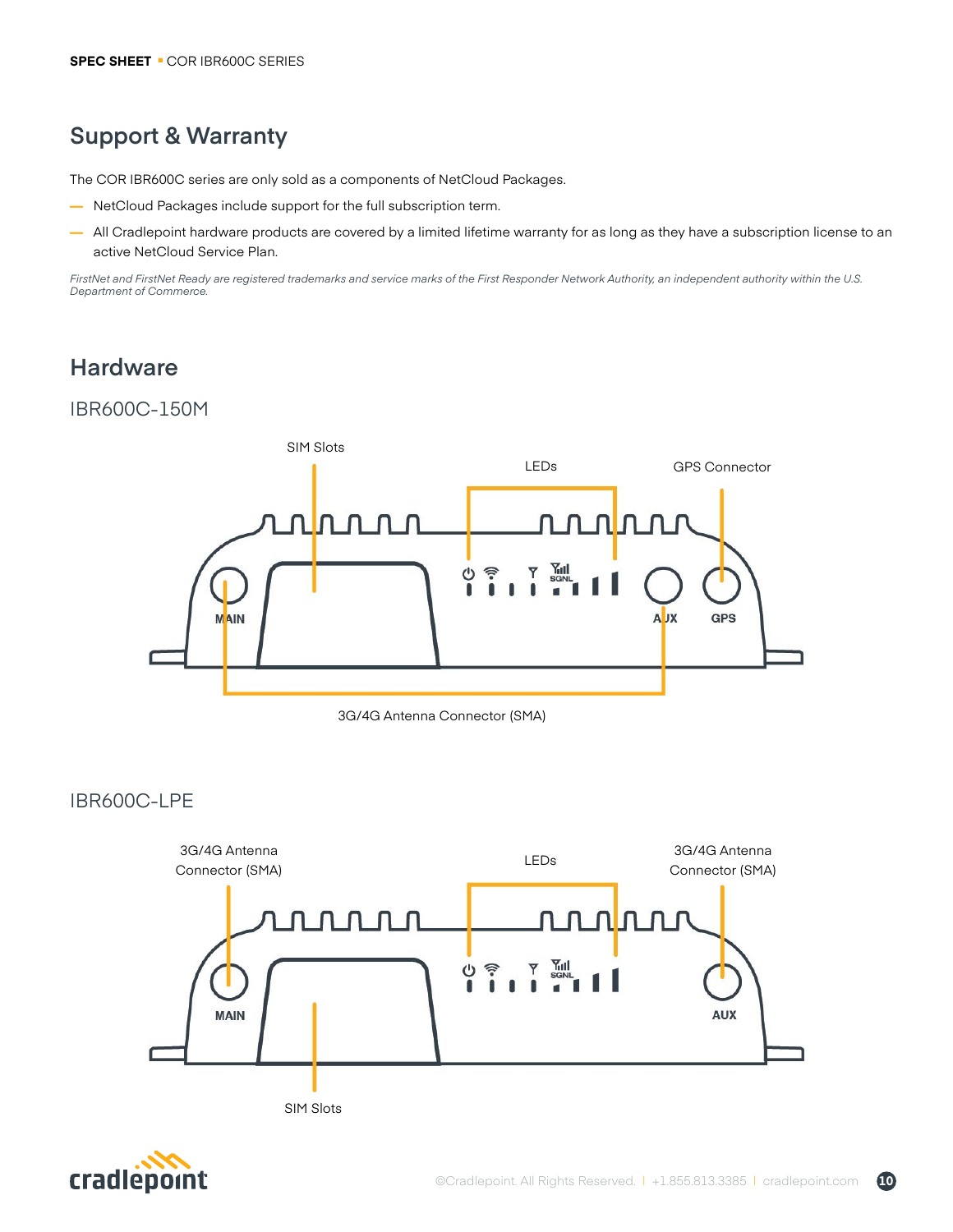## Support & Warranty

The COR IBR600C series are only sold as a components of NetCloud Packages.

- NetCloud Packages include support for the full subscription term.
- All Cradlepoint hardware products are covered by a limited lifetime warranty for as long as they have a subscription license to an active NetCloud Service Plan.

*FirstNet and FirstNet Ready are registered trademarks and service marks of the First Responder Network Authority, an independent authority within the U.S. Department of Commerce.*

## Hardware

### IBR600C-150M

SIM Slots

LEDs

GPS Connector

MAIN

AUX

GPS

3G/4G Antenna Connector (SMA)

### IBR600C-LPE

3G/4G Antenna Connector (SMA)

LEDs

3G/4G Antenna Connector (SMA)

MAIN

AUX

SIM Slots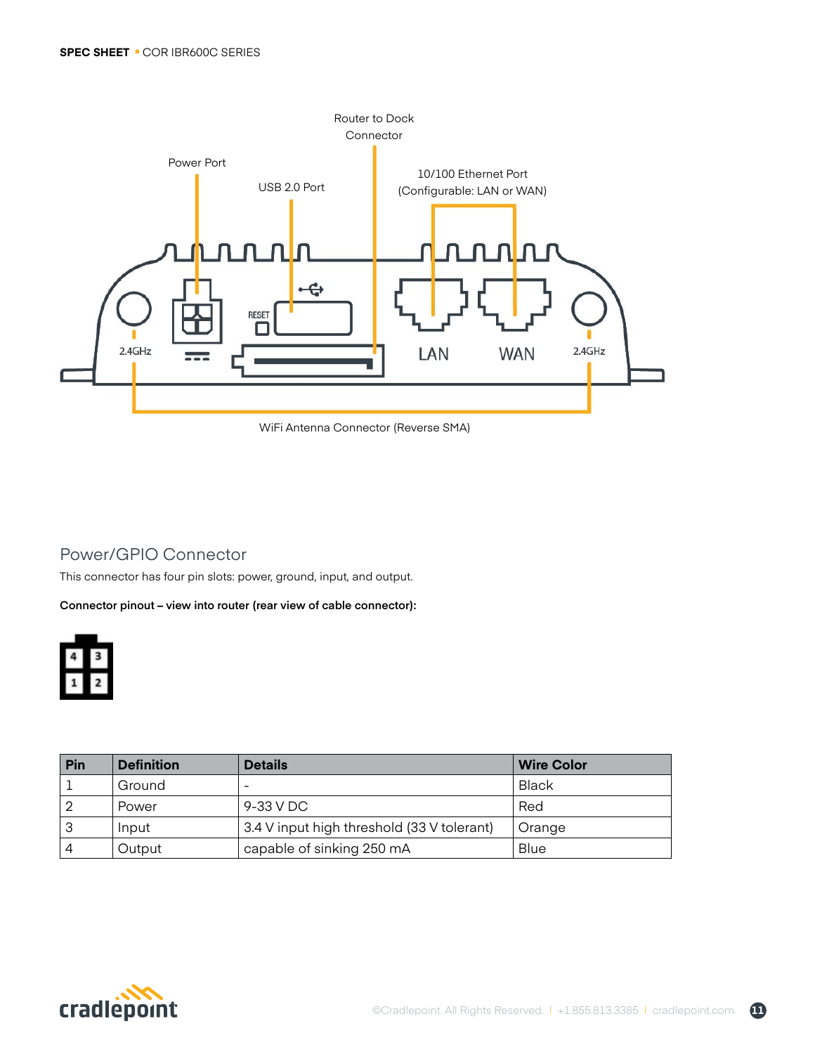Router to Dock Connector

Power Port

USB 2.0 Port

10/100 Ethernet Port (Configurable: LAN or WAN)

RESET

2.4GHz

LAN

WAN

2.4GHz

WiFi Antenna Connector (Reverse SMA)

## Power/GPIO Connector

This connector has four pin slots: power, ground, input, and output.

**Connector pinout – view into router (rear view of cable connector):**

| 4 | 3 |
|---|---|
| 1 | 2 |

| Pin | Definition | Details | Wire Color |
|---|---|---|---|
| 1 | Ground | - | Black |
| 2 | Power | 9-33 V DC | Red |
| 3 | Input | 3.4 V input high threshold (33 V tolerant) | Orange |
| 4 | Output | capable of sinking 250 mA | Blue |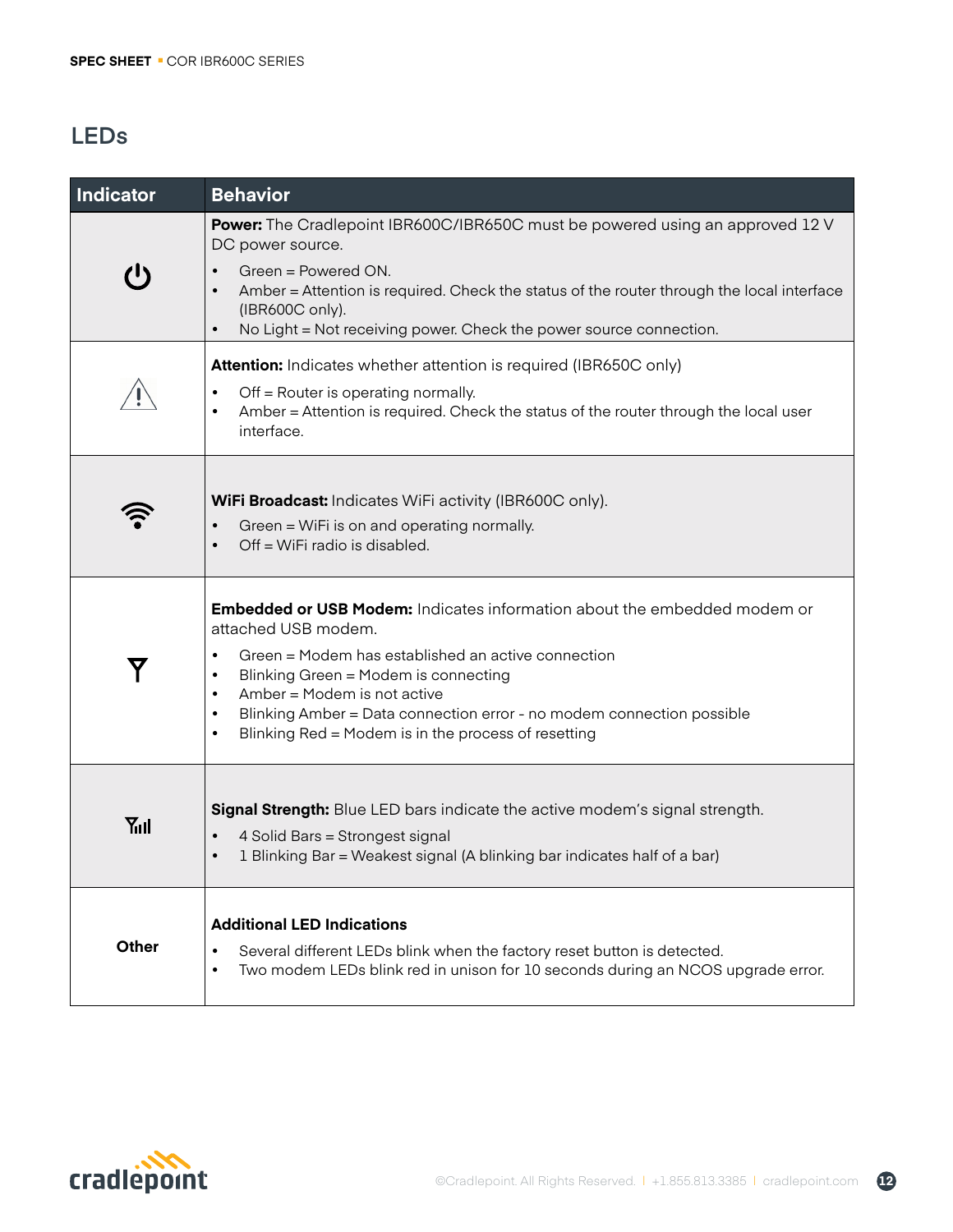## LEDs

| Indicator | Behavior |
|---|---|
| ⏻ | **Power:** The Cradlepoint IBR600C/IBR650C must be powered using an approved 12 V DC power source.<br>• Green = Powered ON.<br>• Amber = Attention is required. Check the status of the router through the local interface (IBR600C only).<br>• No Light = Not receiving power. Check the power source connection. |
| ⚠ | **Attention:** Indicates whether attention is required (IBR650C only)<br>• Off = Router is operating normally.<br>• Amber = Attention is required. Check the status of the router through the local user interface. |
| WiFi | **WiFi Broadcast:** Indicates WiFi activity (IBR600C only).<br>• Green = WiFi is on and operating normally.<br>• Off = WiFi radio is disabled. |
| Modem | **Embedded or USB Modem:** Indicates information about the embedded modem or attached USB modem.<br>• Green = Modem has established an active connection<br>• Blinking Green = Modem is connecting<br>• Amber = Modem is not active<br>• Blinking Amber = Data connection error - no modem connection possible<br>• Blinking Red = Modem is in the process of resetting |
| Signal | **Signal Strength:** Blue LED bars indicate the active modem's signal strength.<br>• 4 Solid Bars = Strongest signal<br>• 1 Blinking Bar = Weakest signal (A blinking bar indicates half of a bar) |
| Other | **Additional LED Indications**<br>• Several different LEDs blink when the factory reset button is detected.<br>• Two modem LEDs blink red in unison for 10 seconds during an NCOS upgrade error. |